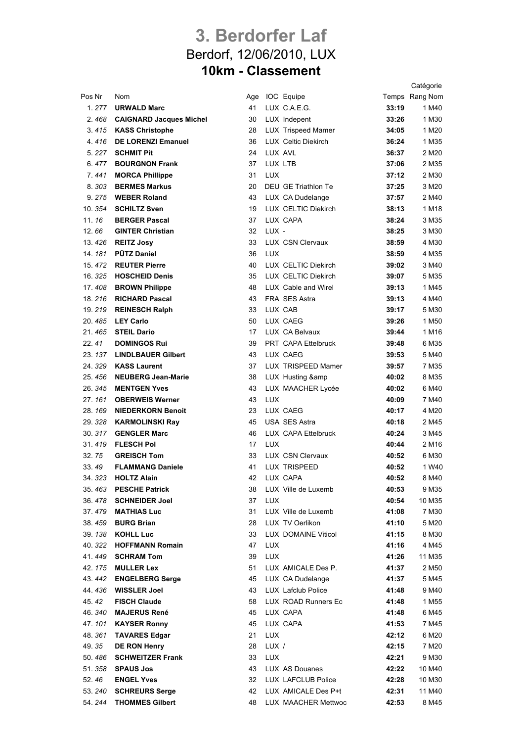# 3. Berdorfer Laf

## Berdorf, 12/06/2010, LUX

## 10km - Classement

| Pos | Nr | Nom | Age | IOC | Equipe | Temps | Catégorie Rang | Catégorie Nom |
|---|---|---|---|---|---|---|---|---|
| 1. | 277 | **URWALD Marc** | 41 | LUX | C.A.E.G. | **33:19** | 1 | M40 |
| 2. | 468 | **CAIGNARD Jacques Michel** | 30 | LUX | Indepent | **33:26** | 1 | M30 |
| 3. | 415 | **KASS Christophe** | 28 | LUX | Trispeed Mamer | **34:05** | 1 | M20 |
| 4. | 416 | **DE LORENZI Emanuel** | 36 | LUX | Celtic Diekirch | **36:24** | 1 | M35 |
| 5. | 227 | **SCHMIT Pit** | 24 | LUX | AVL | **36:37** | 2 | M20 |
| 6. | 477 | **BOURGNON Frank** | 37 | LUX | LTB | **37:06** | 2 | M35 |
| 7. | 441 | **MORCA Phillippe** | 31 | LUX | | **37:12** | 2 | M30 |
| 8. | 303 | **BERMES Markus** | 20 | DEU | GE Triathlon Te | **37:25** | 3 | M20 |
| 9. | 275 | **WEBER Roland** | 43 | LUX | CA Dudelange | **37:57** | 2 | M40 |
| 10. | 354 | **SCHILTZ Sven** | 19 | LUX | CELTIC Diekirch | **38:13** | 1 | M18 |
| 11. | 16 | **BERGER Pascal** | 37 | LUX | CAPA | **38:24** | 3 | M35 |
| 12. | 66 | **GINTER Christian** | 32 | LUX | - | **38:25** | 3 | M30 |
| 13. | 426 | **REITZ Josy** | 33 | LUX | CSN Clervaux | **38:59** | 4 | M30 |
| 14. | 181 | **PÜTZ Daniel** | 36 | LUX | | **38:59** | 4 | M35 |
| 15. | 472 | **REUTER Pierre** | 40 | LUX | CELTIC Diekirch | **39:02** | 3 | M40 |
| 16. | 325 | **HOSCHEID Denis** | 35 | LUX | CELTIC Diekirch | **39:07** | 5 | M35 |
| 17. | 408 | **BROWN Philippe** | 48 | LUX | Cable and Wirel | **39:13** | 1 | M45 |
| 18. | 216 | **RICHARD Pascal** | 43 | FRA | SES Astra | **39:13** | 4 | M40 |
| 19. | 219 | **REINESCH Ralph** | 33 | LUX | CAB | **39:17** | 5 | M30 |
| 20. | 485 | **LEY Carlo** | 50 | LUX | CAEG | **39:26** | 1 | M50 |
| 21. | 465 | **STEIL Dario** | 17 | LUX | CA Belvaux | **39:44** | 1 | M16 |
| 22. | 41 | **DOMINGOS Rui** | 39 | PRT | CAPA Ettelbruck | **39:48** | 6 | M35 |
| 23. | 137 | **LINDLBAUER Gilbert** | 43 | LUX | CAEG | **39:53** | 5 | M40 |
| 24. | 329 | **KASS Laurent** | 37 | LUX | TRISPEED Mamer | **39:57** | 7 | M35 |
| 25. | 456 | **NEUBERG Jean-Marie** | 38 | LUX | Husting &amp | **40:02** | 8 | M35 |
| 26. | 345 | **MENTGEN Yves** | 43 | LUX | MAACHER Lycée | **40:02** | 6 | M40 |
| 27. | 161 | **OBERWEIS Werner** | 43 | LUX | | **40:09** | 7 | M40 |
| 28. | 169 | **NIEDERKORN Benoit** | 23 | LUX | CAEG | **40:17** | 4 | M20 |
| 29. | 328 | **KARMOLINSKI Ray** | 45 | USA | SES Astra | **40:18** | 2 | M45 |
| 30. | 317 | **GENGLER Marc** | 46 | LUX | CAPA Ettelbruck | **40:24** | 3 | M45 |
| 31. | 419 | **FLESCH Pol** | 17 | LUX | | **40:44** | 2 | M16 |
| 32. | 75 | **GREISCH Tom** | 33 | LUX | CSN Clervaux | **40:52** | 6 | M30 |
| 33. | 49 | **FLAMMANG Daniele** | 41 | LUX | TRISPEED | **40:52** | 1 | W40 |
| 34. | 323 | **HOLTZ Alain** | 42 | LUX | CAPA | **40:52** | 8 | M40 |
| 35. | 463 | **PESCHE Patrick** | 38 | LUX | Ville de Luxemb | **40:53** | 9 | M35 |
| 36. | 478 | **SCHNEIDER Joel** | 37 | LUX | | **40:54** | 10 | M35 |
| 37. | 479 | **MATHIAS Luc** | 31 | LUX | Ville de Luxemb | **41:08** | 7 | M30 |
| 38. | 459 | **BURG Brian** | 28 | LUX | TV Oerlikon | **41:10** | 5 | M20 |
| 39. | 138 | **KOHLL Luc** | 33 | LUX | DOMAINE Viticol | **41:15** | 8 | M30 |
| 40. | 322 | **HOFFMANN Romain** | 47 | LUX | | **41:16** | 4 | M45 |
| 41. | 449 | **SCHRAM Tom** | 39 | LUX | | **41:26** | 11 | M35 |
| 42. | 175 | **MULLER Lex** | 51 | LUX | AMICALE Des P. | **41:37** | 2 | M50 |
| 43. | 442 | **ENGELBERG Serge** | 45 | LUX | CA Dudelange | **41:37** | 5 | M45 |
| 44. | 436 | **WISSLER Joel** | 43 | LUX | Lafclub Police | **41:48** | 9 | M40 |
| 45. | 42 | **FISCH Claude** | 58 | LUX | ROAD Runners Ec | **41:48** | 1 | M55 |
| 46. | 340 | **MAJERUS René** | 45 | LUX | CAPA | **41:48** | 6 | M45 |
| 47. | 101 | **KAYSER Ronny** | 45 | LUX | CAPA | **41:53** | 7 | M45 |
| 48. | 361 | **TAVARES Edgar** | 21 | LUX | | **42:12** | 6 | M20 |
| 49. | 35 | **DE RON Henry** | 28 | LUX | / | **42:15** | 7 | M20 |
| 50. | 486 | **SCHWEITZER Frank** | 33 | LUX | | **42:21** | 9 | M30 |
| 51. | 358 | **SPAUS Jos** | 43 | LUX | AS Douanes | **42:22** | 10 | M40 |
| 52. | 46 | **ENGEL Yves** | 32 | LUX | LAFCLUB Police | **42:28** | 10 | M30 |
| 53. | 240 | **SCHREURS Serge** | 42 | LUX | AMICALE Des P+t | **42:31** | 11 | M40 |
| 54. | 244 | **THOMMES Gilbert** | 48 | LUX | MAACHER Mettwoc | **42:53** | 8 | M45 |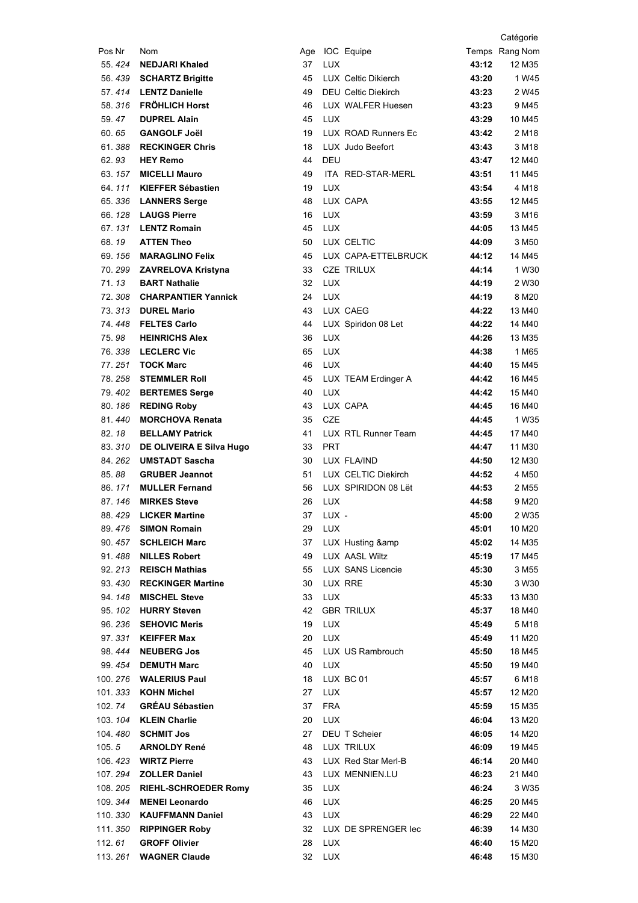| Pos | Nr | Nom | Age | IOC | Equipe | Temps | Catégorie Rang | Nom |
|---|---|---|---|---|---|---|---|---|
| 55. | *424* | **NEDJARI Khaled** | 37 | LUX | | **43:12** | 12 | M35 |
| 56. | *439* | **SCHARTZ Brigitte** | 45 | LUX | Celtic Dikierch | **43:20** | 1 | W45 |
| 57. | *414* | **LENTZ Danielle** | 49 | DEU | Celtic Diekirch | **43:23** | 2 | W45 |
| 58. | *316* | **FRÖHLICH Horst** | 46 | LUX | WALFER Huesen | **43:23** | 9 | M45 |
| 59. | *47* | **DUPREL Alain** | 45 | LUX | | **43:29** | 10 | M45 |
| 60. | *65* | **GANGOLF Joël** | 19 | LUX | ROAD Runners Ec | **43:42** | 2 | M18 |
| 61. | *388* | **RECKINGER Chris** | 18 | LUX | Judo Beefort | **43:43** | 3 | M18 |
| 62. | *93* | **HEY Remo** | 44 | DEU | | **43:47** | 12 | M40 |
| 63. | *157* | **MICELLI Mauro** | 49 | ITA | RED-STAR-MERL | **43:51** | 11 | M45 |
| 64. | *111* | **KIEFFER Sébastien** | 19 | LUX | | **43:54** | 4 | M18 |
| 65. | *336* | **LANNERS Serge** | 48 | LUX | CAPA | **43:55** | 12 | M45 |
| 66. | *128* | **LAUGS Pierre** | 16 | LUX | | **43:59** | 3 | M16 |
| 67. | *131* | **LENTZ Romain** | 45 | LUX | | **44:05** | 13 | M45 |
| 68. | *19* | **ATTEN Theo** | 50 | LUX | CELTIC | **44:09** | 3 | M50 |
| 69. | *156* | **MARAGLINO Felix** | 45 | LUX | CAPA-ETTELBRUCK | **44:12** | 14 | M45 |
| 70. | *299* | **ZAVRELOVA Kristyna** | 33 | CZE | TRILUX | **44:14** | 1 | W30 |
| 71. | *13* | **BART Nathalie** | 32 | LUX | | **44:19** | 2 | W30 |
| 72. | *308* | **CHARPANTIER Yannick** | 24 | LUX | | **44:19** | 8 | M20 |
| 73. | *313* | **DUREL Mario** | 43 | LUX | CAEG | **44:22** | 13 | M40 |
| 74. | *448* | **FELTES Carlo** | 44 | LUX | Spiridon 08 Let | **44:22** | 14 | M40 |
| 75. | *98* | **HEINRICHS Alex** | 36 | LUX | | **44:26** | 13 | M35 |
| 76. | *338* | **LECLERC Vic** | 65 | LUX | | **44:38** | 1 | M65 |
| 77. | *251* | **TOCK Marc** | 46 | LUX | | **44:40** | 15 | M45 |
| 78. | *258* | **STEMMLER Roll** | 45 | LUX | TEAM Erdinger A | **44:42** | 16 | M45 |
| 79. | *402* | **BERTEMES Serge** | 40 | LUX | | **44:42** | 15 | M40 |
| 80. | *186* | **REDING Roby** | 43 | LUX | CAPA | **44:45** | 16 | M40 |
| 81. | *440* | **MORCHOVA Renata** | 35 | CZE | | **44:45** | 1 | W35 |
| 82. | *18* | **BELLAMY Patrick** | 41 | LUX | RTL Runner Team | **44:45** | 17 | M40 |
| 83. | *310* | **DE OLIVEIRA E Silva Hugo** | 33 | PRT | | **44:47** | 11 | M30 |
| 84. | *262* | **UMSTADT Sascha** | 30 | LUX | FLA/IND | **44:50** | 12 | M30 |
| 85. | *88* | **GRUBER Jeannot** | 51 | LUX | CELTIC Diekirch | **44:52** | 4 | M50 |
| 86. | *171* | **MULLER Fernand** | 56 | LUX | SPIRIDON 08 Lët | **44:53** | 2 | M55 |
| 87. | *146* | **MIRKES Steve** | 26 | LUX | | **44:58** | 9 | M20 |
| 88. | *429* | **LICKER Martine** | 37 | LUX | - | **45:00** | 2 | W35 |
| 89. | *476* | **SIMON Romain** | 29 | LUX | | **45:01** | 10 | M20 |
| 90. | *457* | **SCHLEICH Marc** | 37 | LUX | Husting &amp | **45:02** | 14 | M35 |
| 91. | *488* | **NILLES Robert** | 49 | LUX | AASL Wiltz | **45:19** | 17 | M45 |
| 92. | *213* | **REISCH Mathias** | 55 | LUX | SANS Licencie | **45:30** | 3 | M55 |
| 93. | *430* | **RECKINGER Martine** | 30 | LUX | RRE | **45:30** | 3 | W30 |
| 94. | *148* | **MISCHEL Steve** | 33 | LUX | | **45:33** | 13 | M30 |
| 95. | *102* | **HURRY Steven** | 42 | GBR | TRILUX | **45:37** | 18 | M40 |
| 96. | *236* | **SEHOVIC Meris** | 19 | LUX | | **45:49** | 5 | M18 |
| 97. | *331* | **KEIFFER Max** | 20 | LUX | | **45:49** | 11 | M20 |
| 98. | *444* | **NEUBERG Jos** | 45 | LUX | US Rambrouch | **45:50** | 18 | M45 |
| 99. | *454* | **DEMUTH Marc** | 40 | LUX | | **45:50** | 19 | M40 |
| 100. | *276* | **WALERIUS Paul** | 18 | LUX | BC 01 | **45:57** | 6 | M18 |
| 101. | *333* | **KOHN Michel** | 27 | LUX | | **45:57** | 12 | M20 |
| 102. | *74* | **GRÉAU Sébastien** | 37 | FRA | | **45:59** | 15 | M35 |
| 103. | *104* | **KLEIN Charlie** | 20 | LUX | | **46:04** | 13 | M20 |
| 104. | *480* | **SCHMIT Jos** | 27 | DEU | T Scheier | **46:05** | 14 | M20 |
| 105. | *5* | **ARNOLDY René** | 48 | LUX | TRILUX | **46:09** | 19 | M45 |
| 106. | *423* | **WIRTZ Pierre** | 43 | LUX | Red Star Merl-B | **46:14** | 20 | M40 |
| 107. | *294* | **ZOLLER Daniel** | 43 | LUX | MENNIEN.LU | **46:23** | 21 | M40 |
| 108. | *205* | **RIEHL-SCHROEDER Romy** | 35 | LUX | | **46:24** | 3 | W35 |
| 109. | *344* | **MENEI Leonardo** | 46 | LUX | | **46:25** | 20 | M45 |
| 110. | *330* | **KAUFFMANN Daniel** | 43 | LUX | | **46:29** | 22 | M40 |
| 111. | *350* | **RIPPINGER Roby** | 32 | LUX | DE SPRENGER lec | **46:39** | 14 | M30 |
| 112. | *61* | **GROFF Olivier** | 28 | LUX | | **46:40** | 15 | M20 |
| 113. | *261* | **WAGNER Claude** | 32 | LUX | | **46:48** | 15 | M30 |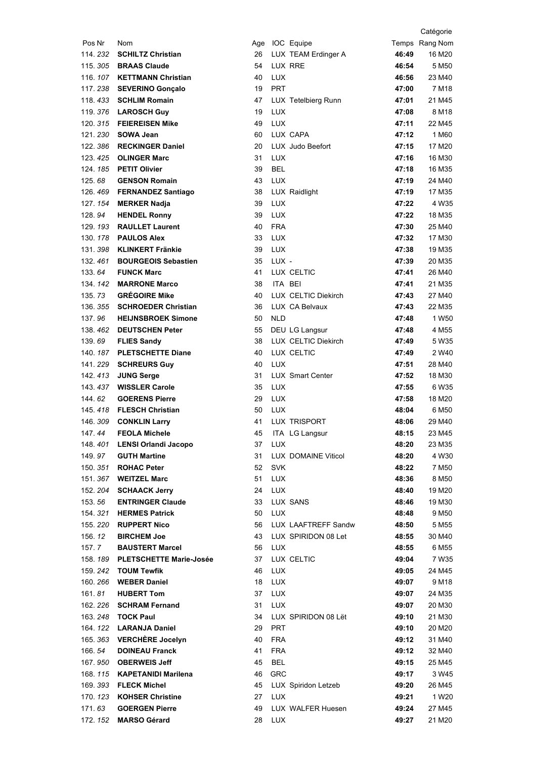| Pos | Nr | Nom | Age | IOC | Equipe | Temps | Catégorie Rang | Nom |
|---|---|---|---|---|---|---|---|---|
| 114. | 232 | **SCHILTZ Christian** | 26 | LUX | TEAM Erdinger A | **46:49** | 16 | M20 |
| 115. | 305 | **BRAAS Claude** | 54 | LUX | RRE | **46:54** | 5 | M50 |
| 116. | 107 | **KETTMANN Christian** | 40 | LUX | | **46:56** | 23 | M40 |
| 117. | 238 | **SEVERINO Gonçalo** | 19 | PRT | | **47:00** | 7 | M18 |
| 118. | 433 | **SCHLIM Romain** | 47 | LUX | Tetelbierg Runn | **47:01** | 21 | M45 |
| 119. | 376 | **LAROSCH Guy** | 19 | LUX | | **47:08** | 8 | M18 |
| 120. | 315 | **FEIEREISEN Mike** | 49 | LUX | | **47:11** | 22 | M45 |
| 121. | 230 | **SOWA Jean** | 60 | LUX | CAPA | **47:12** | 1 | M60 |
| 122. | 386 | **RECKINGER Daniel** | 20 | LUX | Judo Beefort | **47:15** | 17 | M20 |
| 123. | 425 | **OLINGER Marc** | 31 | LUX | | **47:16** | 16 | M30 |
| 124. | 185 | **PETIT Olivier** | 39 | BEL | | **47:18** | 16 | M35 |
| 125. | 68 | **GENSON Romain** | 43 | LUX | | **47:19** | 24 | M40 |
| 126. | 469 | **FERNANDEZ Santiago** | 38 | LUX | Raidlight | **47:19** | 17 | M35 |
| 127. | 154 | **MERKER Nadja** | 39 | LUX | | **47:22** | 4 | W35 |
| 128. | 94 | **HENDEL Ronny** | 39 | LUX | | **47:22** | 18 | M35 |
| 129. | 193 | **RAULLET Laurent** | 40 | FRA | | **47:30** | 25 | M40 |
| 130. | 178 | **PAULOS Alex** | 33 | LUX | | **47:32** | 17 | M30 |
| 131. | 398 | **KLINKERT Fränkie** | 39 | LUX | | **47:38** | 19 | M35 |
| 132. | 461 | **BOURGEOIS Sebastien** | 35 | LUX | - | **47:39** | 20 | M35 |
| 133. | 64 | **FUNCK Marc** | 41 | LUX | CELTIC | **47:41** | 26 | M40 |
| 134. | 142 | **MARRONE Marco** | 38 | ITA | BEI | **47:41** | 21 | M35 |
| 135. | 73 | **GRÉGOIRE Mike** | 40 | LUX | CELTIC Diekirch | **47:43** | 27 | M40 |
| 136. | 355 | **SCHROEDER Christian** | 36 | LUX | CA Belvaux | **47:43** | 22 | M35 |
| 137. | 96 | **HEIJNSBROEK Simone** | 50 | NLD | | **47:48** | 1 | W50 |
| 138. | 462 | **DEUTSCHEN Peter** | 55 | DEU | LG Langsur | **47:48** | 4 | M55 |
| 139. | 69 | **FLIES Sandy** | 38 | LUX | CELTIC Diekirch | **47:49** | 5 | W35 |
| 140. | 187 | **PLETSCHETTE Diane** | 40 | LUX | CELTIC | **47:49** | 2 | W40 |
| 141. | 229 | **SCHREURS Guy** | 40 | LUX | | **47:51** | 28 | M40 |
| 142. | 413 | **JUNG Serge** | 31 | LUX | Smart Center | **47:52** | 18 | M30 |
| 143. | 437 | **WISSLER Carole** | 35 | LUX | | **47:55** | 6 | W35 |
| 144. | 62 | **GOERENS Pierre** | 29 | LUX | | **47:58** | 18 | M20 |
| 145. | 418 | **FLESCH Christian** | 50 | LUX | | **48:04** | 6 | M50 |
| 146. | 309 | **CONKLIN Larry** | 41 | LUX | TRISPORT | **48:06** | 29 | M40 |
| 147. | 44 | **FEOLA Michele** | 45 | ITA | LG Langsur | **48:15** | 23 | M45 |
| 148. | 401 | **LENSI Orlandi Jacopo** | 37 | LUX | | **48:20** | 23 | M35 |
| 149. | 97 | **GUTH Martine** | 31 | LUX | DOMAINE Viticol | **48:20** | 4 | W30 |
| 150. | 351 | **ROHAC Peter** | 52 | SVK | | **48:22** | 7 | M50 |
| 151. | 367 | **WEITZEL Marc** | 51 | LUX | | **48:36** | 8 | M50 |
| 152. | 204 | **SCHAACK Jerry** | 24 | LUX | | **48:40** | 19 | M20 |
| 153. | 56 | **ENTRINGER Claude** | 33 | LUX | SANS | **48:46** | 19 | M30 |
| 154. | 321 | **HERMES Patrick** | 50 | LUX | | **48:48** | 9 | M50 |
| 155. | 220 | **RUPPERT Nico** | 56 | LUX | LAAFTREFF Sandw | **48:50** | 5 | M55 |
| 156. | 12 | **BIRCHEM Joe** | 43 | LUX | SPIRIDON 08 Let | **48:55** | 30 | M40 |
| 157. | 7 | **BAUSTERT Marcel** | 56 | LUX | | **48:55** | 6 | M55 |
| 158. | 189 | **PLETSCHETTE Marie-Josée** | 37 | LUX | CELTIC | **49:04** | 7 | W35 |
| 159. | 242 | **TOUM Tewfik** | 46 | LUX | | **49:05** | 24 | M45 |
| 160. | 266 | **WEBER Daniel** | 18 | LUX | | **49:07** | 9 | M18 |
| 161. | 81 | **HUBERT Tom** | 37 | LUX | | **49:07** | 24 | M35 |
| 162. | 226 | **SCHRAM Fernand** | 31 | LUX | | **49:07** | 20 | M30 |
| 163. | 248 | **TOCK Paul** | 34 | LUX | SPIRIDON 08 Lët | **49:10** | 21 | M30 |
| 164. | 122 | **LARANJA Daniel** | 29 | PRT | | **49:10** | 20 | M20 |
| 165. | 363 | **VERCHÈRE Jocelyn** | 40 | FRA | | **49:12** | 31 | M40 |
| 166. | 54 | **DOINEAU Franck** | 41 | FRA | | **49:12** | 32 | M40 |
| 167. | 950 | **OBERWEIS Jeff** | 45 | BEL | | **49:15** | 25 | M45 |
| 168. | 115 | **KAPETANIDI Marilena** | 46 | GRC | | **49:17** | 3 | W45 |
| 169. | 393 | **FLECK Michel** | 45 | LUX | Spiridon Letzeb | **49:20** | 26 | M45 |
| 170. | 123 | **KOHSER Christine** | 27 | LUX | | **49:21** | 1 | W20 |
| 171. | 63 | **GOERGEN Pierre** | 49 | LUX | WALFER Huesen | **49:24** | 27 | M45 |
| 172. | 152 | **MARSO Gérard** | 28 | LUX | | **49:27** | 21 | M20 |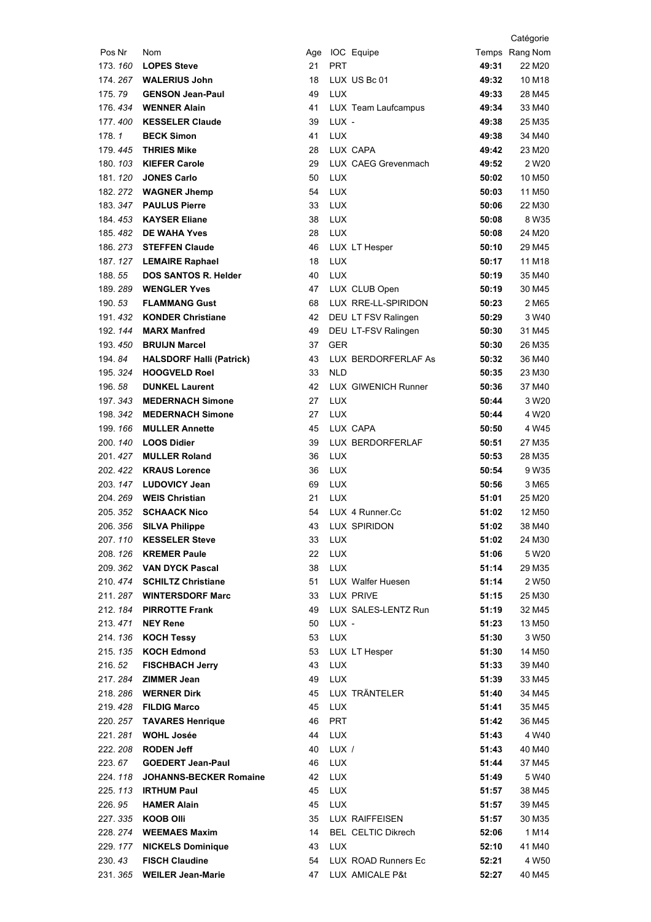| Pos | Nr | Nom | Age | IOC | Equipe | Temps | Catégorie Rang | Nom |
|---|---|---|---|---|---|---|---|---|
| 173. | *160* | **LOPES Steve** | 21 | PRT | | **49:31** | 22 | M20 |
| 174. | *267* | **WALERIUS John** | 18 | LUX | US Bc 01 | **49:32** | 10 | M18 |
| 175. | *79* | **GENSON Jean-Paul** | 49 | LUX | | **49:33** | 28 | M45 |
| 176. | *434* | **WENNER Alain** | 41 | LUX | Team Laufcampus | **49:34** | 33 | M40 |
| 177. | *400* | **KESSELER Claude** | 39 | LUX | - | **49:38** | 25 | M35 |
| 178. | *1* | **BECK Simon** | 41 | LUX | | **49:38** | 34 | M40 |
| 179. | *445* | **THRIES Mike** | 28 | LUX | CAPA | **49:42** | 23 | M20 |
| 180. | *103* | **KIEFER Carole** | 29 | LUX | CAEG Grevenmach | **49:52** | 2 | W20 |
| 181. | *120* | **JONES Carlo** | 50 | LUX | | **50:02** | 10 | M50 |
| 182. | *272* | **WAGNER Jhemp** | 54 | LUX | | **50:03** | 11 | M50 |
| 183. | *347* | **PAULUS Pierre** | 33 | LUX | | **50:06** | 22 | M30 |
| 184. | *453* | **KAYSER Eliane** | 38 | LUX | | **50:08** | 8 | W35 |
| 185. | *482* | **DE WAHA Yves** | 28 | LUX | | **50:08** | 24 | M20 |
| 186. | *273* | **STEFFEN Claude** | 46 | LUX | LT Hesper | **50:10** | 29 | M45 |
| 187. | *127* | **LEMAIRE Raphael** | 18 | LUX | | **50:17** | 11 | M18 |
| 188. | *55* | **DOS SANTOS R. Helder** | 40 | LUX | | **50:19** | 35 | M40 |
| 189. | *289* | **WENGLER Yves** | 47 | LUX | CLUB Open | **50:19** | 30 | M45 |
| 190. | *53* | **FLAMMANG Gust** | 68 | LUX | RRE-LL-SPIRIDON | **50:23** | 2 | M65 |
| 191. | *432* | **KONDER Christiane** | 42 | DEU | LT FSV Ralingen | **50:29** | 3 | W40 |
| 192. | *144* | **MARX Manfred** | 49 | DEU | LT-FSV Ralingen | **50:30** | 31 | M45 |
| 193. | *450* | **BRUIJN Marcel** | 37 | GER | | **50:30** | 26 | M35 |
| 194. | *84* | **HALSDORF Halli (Patrick)** | 43 | LUX | BERDORFERLAF As | **50:32** | 36 | M40 |
| 195. | *324* | **HOOGVELD Roel** | 33 | NLD | | **50:35** | 23 | M30 |
| 196. | *58* | **DUNKEL Laurent** | 42 | LUX | GIWENICH Runner | **50:36** | 37 | M40 |
| 197. | *343* | **MEDERNACH Simone** | 27 | LUX | | **50:44** | 3 | W20 |
| 198. | *342* | **MEDERNACH Simone** | 27 | LUX | | **50:44** | 4 | W20 |
| 199. | *166* | **MULLER Annette** | 45 | LUX | CAPA | **50:50** | 4 | W45 |
| 200. | *140* | **LOOS Didier** | 39 | LUX | BERDORFERLAF | **50:51** | 27 | M35 |
| 201. | *427* | **MULLER Roland** | 36 | LUX | | **50:53** | 28 | M35 |
| 202. | *422* | **KRAUS Lorence** | 36 | LUX | | **50:54** | 9 | W35 |
| 203. | *147* | **LUDOVICY Jean** | 69 | LUX | | **50:56** | 3 | M65 |
| 204. | *269* | **WEIS Christian** | 21 | LUX | | **51:01** | 25 | M20 |
| 205. | *352* | **SCHAACK Nico** | 54 | LUX | 4 Runner.Cc | **51:02** | 12 | M50 |
| 206. | *356* | **SILVA Philippe** | 43 | LUX | SPIRIDON | **51:02** | 38 | M40 |
| 207. | *110* | **KESSELER Steve** | 33 | LUX | | **51:02** | 24 | M30 |
| 208. | *126* | **KREMER Paule** | 22 | LUX | | **51:06** | 5 | W20 |
| 209. | *362* | **VAN DYCK Pascal** | 38 | LUX | | **51:14** | 29 | M35 |
| 210. | *474* | **SCHILTZ Christiane** | 51 | LUX | Walfer Huesen | **51:14** | 2 | W50 |
| 211. | *287* | **WINTERSDORF Marc** | 33 | LUX | PRIVE | **51:15** | 25 | M30 |
| 212. | *184* | **PIRROTTE Frank** | 49 | LUX | SALES-LENTZ Run | **51:19** | 32 | M45 |
| 213. | *471* | **NEY Rene** | 50 | LUX | - | **51:23** | 13 | M50 |
| 214. | *136* | **KOCH Tessy** | 53 | LUX | | **51:30** | 3 | W50 |
| 215. | *135* | **KOCH Edmond** | 53 | LUX | LT Hesper | **51:30** | 14 | M50 |
| 216. | *52* | **FISCHBACH Jerry** | 43 | LUX | | **51:33** | 39 | M40 |
| 217. | *284* | **ZIMMER Jean** | 49 | LUX | | **51:39** | 33 | M45 |
| 218. | *286* | **WERNER Dirk** | 45 | LUX | TRÄNTELER | **51:40** | 34 | M45 |
| 219. | *428* | **FILDIG Marco** | 45 | LUX | | **51:41** | 35 | M45 |
| 220. | *257* | **TAVARES Henrique** | 46 | PRT | | **51:42** | 36 | M45 |
| 221. | *281* | **WOHL Josée** | 44 | LUX | | **51:43** | 4 | W40 |
| 222. | *208* | **RODEN Jeff** | 40 | LUX | / | **51:43** | 40 | M40 |
| 223. | *67* | **GOEDERT Jean-Paul** | 46 | LUX | | **51:44** | 37 | M45 |
| 224. | *118* | **JOHANNS-BECKER Romaine** | 42 | LUX | | **51:49** | 5 | W40 |
| 225. | *113* | **IRTHUM Paul** | 45 | LUX | | **51:57** | 38 | M45 |
| 226. | *95* | **HAMER Alain** | 45 | LUX | | **51:57** | 39 | M45 |
| 227. | *335* | **KOOB Olli** | 35 | LUX | RAIFFEISEN | **51:57** | 30 | M35 |
| 228. | *274* | **WEEMAES Maxim** | 14 | BEL | CELTIC Dikrech | **52:06** | 1 | M14 |
| 229. | *177* | **NICKELS Dominique** | 43 | LUX | | **52:10** | 41 | M40 |
| 230. | *43* | **FISCH Claudine** | 54 | LUX | ROAD Runners Ec | **52:21** | 4 | W50 |
| 231. | *365* | **WEILER Jean-Marie** | 47 | LUX | AMICALE P&t | **52:27** | 40 | M45 |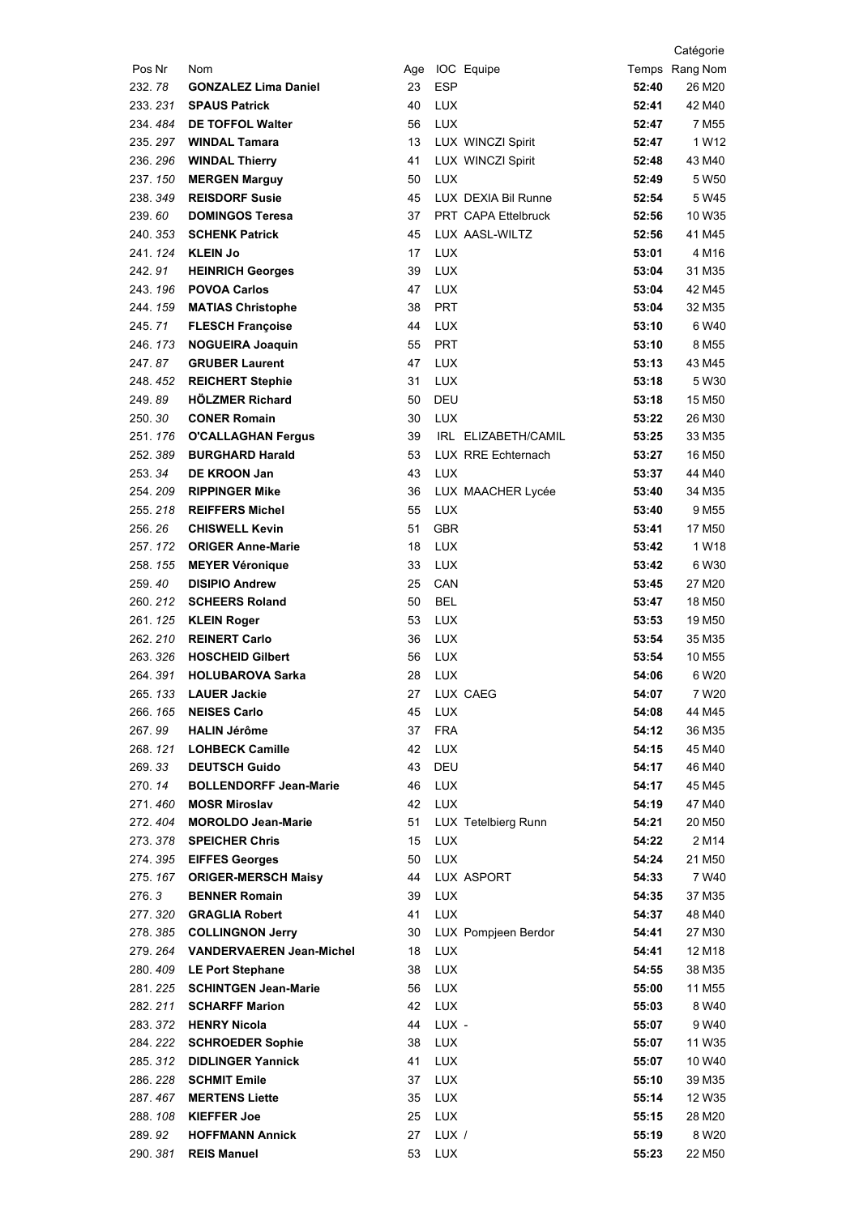| Pos | Nr | Nom | Age | IOC | Equipe | Temps | Catégorie Rang | Catégorie Nom |
|---|---|---|---|---|---|---|---|---|
| 232. | 78 | **GONZALEZ Lima Daniel** | 23 | ESP | | **52:40** | 26 | M20 |
| 233. | 231 | **SPAUS Patrick** | 40 | LUX | | **52:41** | 42 | M40 |
| 234. | 484 | **DE TOFFOL Walter** | 56 | LUX | | **52:47** | 7 | M55 |
| 235. | 297 | **WINDAL Tamara** | 13 | LUX | WINCZI Spirit | **52:47** | 1 | W12 |
| 236. | 296 | **WINDAL Thierry** | 41 | LUX | WINCZI Spirit | **52:48** | 43 | M40 |
| 237. | 150 | **MERGEN Marguy** | 50 | LUX | | **52:49** | 5 | W50 |
| 238. | 349 | **REISDORF Susie** | 45 | LUX | DEXIA Bil Runne | **52:54** | 5 | W45 |
| 239. | 60 | **DOMINGOS Teresa** | 37 | PRT | CAPA Ettelbruck | **52:56** | 10 | W35 |
| 240. | 353 | **SCHENK Patrick** | 45 | LUX | AASL-WILTZ | **52:56** | 41 | M45 |
| 241. | 124 | **KLEIN Jo** | 17 | LUX | | **53:01** | 4 | M16 |
| 242. | 91 | **HEINRICH Georges** | 39 | LUX | | **53:04** | 31 | M35 |
| 243. | 196 | **POVOA Carlos** | 47 | LUX | | **53:04** | 42 | M45 |
| 244. | 159 | **MATIAS Christophe** | 38 | PRT | | **53:04** | 32 | M35 |
| 245. | 71 | **FLESCH Françoise** | 44 | LUX | | **53:10** | 6 | W40 |
| 246. | 173 | **NOGUEIRA Joaquin** | 55 | PRT | | **53:10** | 8 | M55 |
| 247. | 87 | **GRUBER Laurent** | 47 | LUX | | **53:13** | 43 | M45 |
| 248. | 452 | **REICHERT Stephie** | 31 | LUX | | **53:18** | 5 | W30 |
| 249. | 89 | **HÖLZMER Richard** | 50 | DEU | | **53:18** | 15 | M50 |
| 250. | 30 | **CONER Romain** | 30 | LUX | | **53:22** | 26 | M30 |
| 251. | 176 | **O'CALLAGHAN Fergus** | 39 | IRL | ELIZABETH/CAMIL | **53:25** | 33 | M35 |
| 252. | 389 | **BURGHARD Harald** | 53 | LUX | RRE Echternach | **53:27** | 16 | M50 |
| 253. | 34 | **DE KROON Jan** | 43 | LUX | | **53:37** | 44 | M40 |
| 254. | 209 | **RIPPINGER Mike** | 36 | LUX | MAACHER Lycée | **53:40** | 34 | M35 |
| 255. | 218 | **REIFFERS Michel** | 55 | LUX | | **53:40** | 9 | M55 |
| 256. | 26 | **CHISWELL Kevin** | 51 | GBR | | **53:41** | 17 | M50 |
| 257. | 172 | **ORIGER Anne-Marie** | 18 | LUX | | **53:42** | 1 | W18 |
| 258. | 155 | **MEYER Véronique** | 33 | LUX | | **53:42** | 6 | W30 |
| 259. | 40 | **DISIPIO Andrew** | 25 | CAN | | **53:45** | 27 | M20 |
| 260. | 212 | **SCHEERS Roland** | 50 | BEL | | **53:47** | 18 | M50 |
| 261. | 125 | **KLEIN Roger** | 53 | LUX | | **53:53** | 19 | M50 |
| 262. | 210 | **REINERT Carlo** | 36 | LUX | | **53:54** | 35 | M35 |
| 263. | 326 | **HOSCHEID Gilbert** | 56 | LUX | | **53:54** | 10 | M55 |
| 264. | 391 | **HOLUBAROVA Sarka** | 28 | LUX | | **54:06** | 6 | W20 |
| 265. | 133 | **LAUER Jackie** | 27 | LUX | CAEG | **54:07** | 7 | W20 |
| 266. | 165 | **NEISES Carlo** | 45 | LUX | | **54:08** | 44 | M45 |
| 267. | 99 | **HALIN Jérôme** | 37 | FRA | | **54:12** | 36 | M35 |
| 268. | 121 | **LOHBECK Camille** | 42 | LUX | | **54:15** | 45 | M40 |
| 269. | 33 | **DEUTSCH Guido** | 43 | DEU | | **54:17** | 46 | M40 |
| 270. | 14 | **BOLLENDORFF Jean-Marie** | 46 | LUX | | **54:17** | 45 | M45 |
| 271. | 460 | **MOSR Miroslav** | 42 | LUX | | **54:19** | 47 | M40 |
| 272. | 404 | **MOROLDO Jean-Marie** | 51 | LUX | Tetelbierg Runn | **54:21** | 20 | M50 |
| 273. | 378 | **SPEICHER Chris** | 15 | LUX | | **54:22** | 2 | M14 |
| 274. | 395 | **EIFFES Georges** | 50 | LUX | | **54:24** | 21 | M50 |
| 275. | 167 | **ORIGER-MERSCH Maisy** | 44 | LUX | ASPORT | **54:33** | 7 | W40 |
| 276. | 3 | **BENNER Romain** | 39 | LUX | | **54:35** | 37 | M35 |
| 277. | 320 | **GRAGLIA Robert** | 41 | LUX | | **54:37** | 48 | M40 |
| 278. | 385 | **COLLINGNON Jerry** | 30 | LUX | Pompjeen Berdor | **54:41** | 27 | M30 |
| 279. | 264 | **VANDERVAEREN Jean-Michel** | 18 | LUX | | **54:41** | 12 | M18 |
| 280. | 409 | **LE Port Stephane** | 38 | LUX | | **54:55** | 38 | M35 |
| 281. | 225 | **SCHINTGEN Jean-Marie** | 56 | LUX | | **55:00** | 11 | M55 |
| 282. | 211 | **SCHARFF Marion** | 42 | LUX | | **55:03** | 8 | W40 |
| 283. | 372 | **HENRY Nicola** | 44 | LUX | - | **55:07** | 9 | W40 |
| 284. | 222 | **SCHROEDER Sophie** | 38 | LUX | | **55:07** | 11 | W35 |
| 285. | 312 | **DIDLINGER Yannick** | 41 | LUX | | **55:07** | 10 | W40 |
| 286. | 228 | **SCHMIT Emile** | 37 | LUX | | **55:10** | 39 | M35 |
| 287. | 467 | **MERTENS Liette** | 35 | LUX | | **55:14** | 12 | W35 |
| 288. | 108 | **KIEFFER Joe** | 25 | LUX | | **55:15** | 28 | M20 |
| 289. | 92 | **HOFFMANN Annick** | 27 | LUX | / | **55:19** | 8 | W20 |
| 290. | 381 | **REIS Manuel** | 53 | LUX | | **55:23** | 22 | M50 |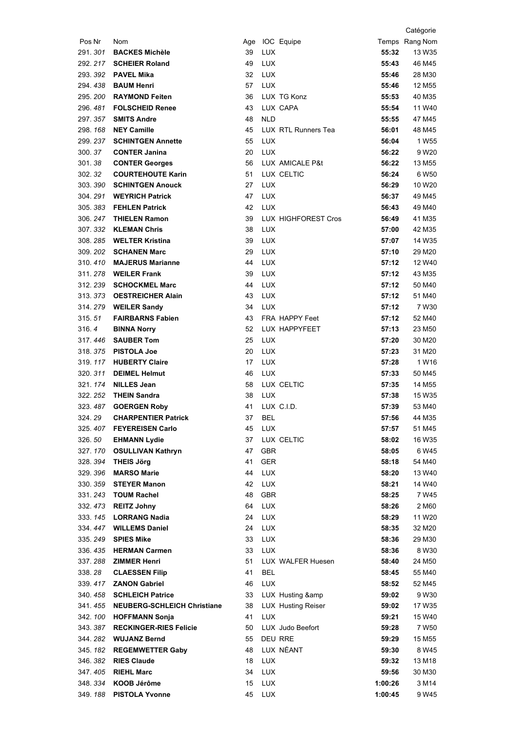| Pos | Nr | Nom | Age | IOC | Equipe | Temps | Catégorie Rang | Nom |
|---|---|---|---|---|---|---|---|---|
| 291. | *301* | **BACKES Michèle** | 39 | LUX | | **55:32** | 13 | W35 |
| 292. | *217* | **SCHEIER Roland** | 49 | LUX | | **55:43** | 46 | M45 |
| 293. | *392* | **PAVEL Mika** | 32 | LUX | | **55:46** | 28 | M30 |
| 294. | *438* | **BAUM Henri** | 57 | LUX | | **55:46** | 12 | M55 |
| 295. | *200* | **RAYMOND Feiten** | 36 | LUX | TG Konz | **55:53** | 40 | M35 |
| 296. | *481* | **FOLSCHEID Renee** | 43 | LUX | CAPA | **55:54** | 11 | W40 |
| 297. | *357* | **SMITS Andre** | 48 | NLD | | **55:55** | 47 | M45 |
| 298. | *168* | **NEY Camille** | 45 | LUX | RTL Runners Tea | **56:01** | 48 | M45 |
| 299. | *237* | **SCHINTGEN Annette** | 55 | LUX | | **56:04** | 1 | W55 |
| 300. | *37* | **CONTER Janina** | 20 | LUX | | **56:22** | 9 | W20 |
| 301. | *38* | **CONTER Georges** | 56 | LUX | AMICALE P&t | **56:22** | 13 | M55 |
| 302. | *32* | **COURTEHOUTE Karin** | 51 | LUX | CELTIC | **56:24** | 6 | W50 |
| 303. | *390* | **SCHINTGEN Anouck** | 27 | LUX | | **56:29** | 10 | W20 |
| 304. | *291* | **WEYRICH Patrick** | 47 | LUX | | **56:37** | 49 | M45 |
| 305. | *383* | **FEHLEN Patrick** | 42 | LUX | | **56:43** | 49 | M40 |
| 306. | *247* | **THIELEN Ramon** | 39 | LUX | HIGHFOREST Cros | **56:49** | 41 | M35 |
| 307. | *332* | **KLEMAN Chris** | 38 | LUX | | **57:00** | 42 | M35 |
| 308. | *285* | **WELTER Kristina** | 39 | LUX | | **57:07** | 14 | W35 |
| 309. | *202* | **SCHANEN Marc** | 29 | LUX | | **57:10** | 29 | M20 |
| 310. | *410* | **MAJERUS Marianne** | 44 | LUX | | **57:12** | 12 | W40 |
| 311. | *278* | **WEILER Frank** | 39 | LUX | | **57:12** | 43 | M35 |
| 312. | *239* | **SCHOCKMEL Marc** | 44 | LUX | | **57:12** | 50 | M40 |
| 313. | *373* | **OESTREICHER Alain** | 43 | LUX | | **57:12** | 51 | M40 |
| 314. | *279* | **WEILER Sandy** | 34 | LUX | | **57:12** | 7 | W30 |
| 315. | *51* | **FAIRBARNS Fabien** | 43 | FRA | HAPPY Feet | **57:12** | 52 | M40 |
| 316. | *4* | **BINNA Norry** | 52 | LUX | HAPPYFEET | **57:13** | 23 | M50 |
| 317. | *446* | **SAUBER Tom** | 25 | LUX | | **57:20** | 30 | M20 |
| 318. | *375* | **PISTOLA Joe** | 20 | LUX | | **57:23** | 31 | M20 |
| 319. | *117* | **HUBERTY Claire** | 17 | LUX | | **57:28** | 1 | W16 |
| 320. | *311* | **DEIMEL Helmut** | 46 | LUX | | **57:33** | 50 | M45 |
| 321. | *174* | **NILLES Jean** | 58 | LUX | CELTIC | **57:35** | 14 | M55 |
| 322. | *252* | **THEIN Sandra** | 38 | LUX | | **57:38** | 15 | W35 |
| 323. | *487* | **GOERGEN Roby** | 41 | LUX | C.I.D. | **57:39** | 53 | M40 |
| 324. | *29* | **CHARPENTIER Patrick** | 37 | BEL | | **57:56** | 44 | M35 |
| 325. | *407* | **FEYEREISEN Carlo** | 45 | LUX | | **57:57** | 51 | M45 |
| 326. | *50* | **EHMANN Lydie** | 37 | LUX | CELTIC | **58:02** | 16 | W35 |
| 327. | *170* | **OSULLIVAN Kathryn** | 47 | GBR | | **58:05** | 6 | W45 |
| 328. | *394* | **THEIS Jörg** | 41 | GER | | **58:18** | 54 | M40 |
| 329. | *396* | **MARSO Marie** | 44 | LUX | | **58:20** | 13 | W40 |
| 330. | *359* | **STEYER Manon** | 42 | LUX | | **58:21** | 14 | W40 |
| 331. | *243* | **TOUM Rachel** | 48 | GBR | | **58:25** | 7 | W45 |
| 332. | *473* | **REITZ Johny** | 64 | LUX | | **58:26** | 2 | M60 |
| 333. | *145* | **LORRANG Nadia** | 24 | LUX | | **58:29** | 11 | W20 |
| 334. | *447* | **WILLEMS Daniel** | 24 | LUX | | **58:35** | 32 | M20 |
| 335. | *249* | **SPIES Mike** | 33 | LUX | | **58:36** | 29 | M30 |
| 336. | *435* | **HERMAN Carmen** | 33 | LUX | | **58:36** | 8 | W30 |
| 337. | *288* | **ZIMMER Henri** | 51 | LUX | WALFER Huesen | **58:40** | 24 | M50 |
| 338. | *28* | **CLAESSEN Filip** | 41 | BEL | | **58:45** | 55 | M40 |
| 339. | *417* | **ZANON Gabriel** | 46 | LUX | | **58:52** | 52 | M45 |
| 340. | *458* | **SCHLEICH Patrice** | 33 | LUX | Husting &amp | **59:02** | 9 | W30 |
| 341. | *455* | **NEUBERG-SCHLEICH Christiane** | 38 | LUX | Husting Reiser | **59:02** | 17 | W35 |
| 342. | *100* | **HOFFMANN Sonja** | 41 | LUX | | **59:21** | 15 | W40 |
| 343. | *387* | **RECKINGER-RIES Felicie** | 50 | LUX | Judo Beefort | **59:28** | 7 | W50 |
| 344. | *282* | **WUJANZ Bernd** | 55 | DEU | RRE | **59:29** | 15 | M55 |
| 345. | *182* | **REGEMWETTER Gaby** | 48 | LUX | NÉANT | **59:30** | 8 | W45 |
| 346. | *382* | **RIES Claude** | 18 | LUX | | **59:32** | 13 | M18 |
| 347. | *405* | **RIEHL Marc** | 34 | LUX | | **59:56** | 30 | M30 |
| 348. | *334* | **KOOB Jérôme** | 15 | LUX | | **1:00:26** | 3 | M14 |
| 349. | *188* | **PISTOLA Yvonne** | 45 | LUX | | **1:00:45** | 9 | W45 |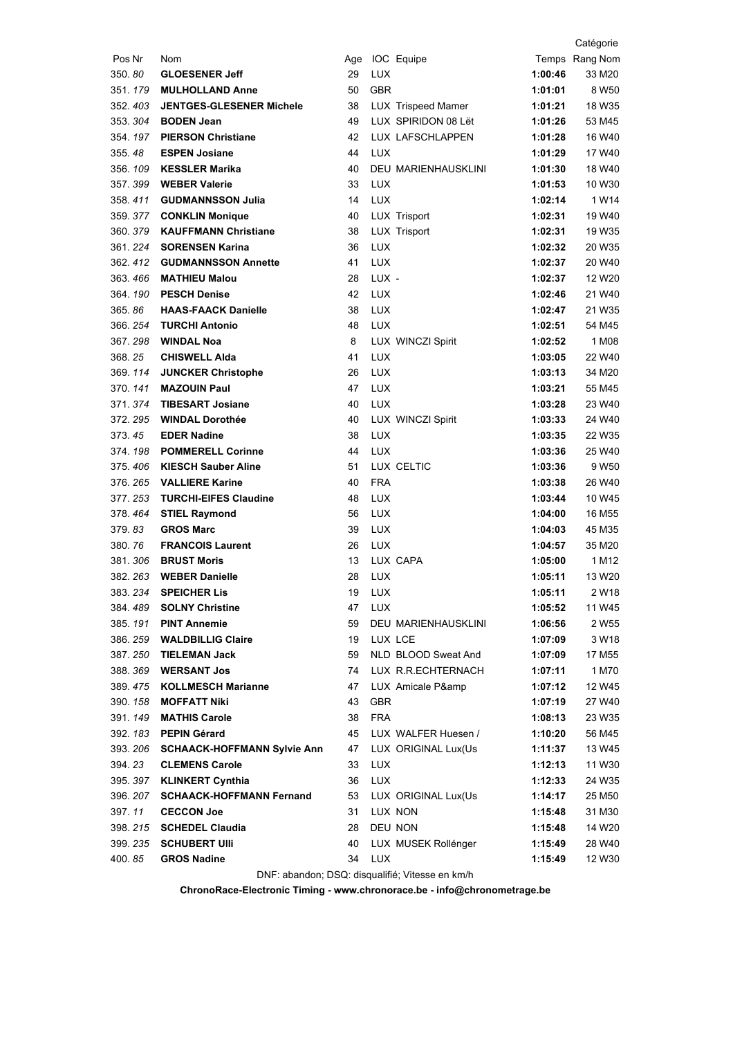| Pos | Nr | Nom | Age | IOC | Equipe | Temps | Catégorie Rang | Nom |
|---|---|---|---|---|---|---|---|---|
| 350. | *80* | **GLOESENER Jeff** | 29 | LUX | | **1:00:46** | 33 | M20 |
| 351. | *179* | **MULHOLLAND Anne** | 50 | GBR | | **1:01:01** | 8 | W50 |
| 352. | *403* | **JENTGES-GLESENER Michele** | 38 | LUX | Trispeed Mamer | **1:01:21** | 18 | W35 |
| 353. | *304* | **BODEN Jean** | 49 | LUX | SPIRIDON 08 Lët | **1:01:26** | 53 | M45 |
| 354. | *197* | **PIERSON Christiane** | 42 | LUX | LAFSCHLAPPEN | **1:01:28** | 16 | W40 |
| 355. | *48* | **ESPEN Josiane** | 44 | LUX | | **1:01:29** | 17 | W40 |
| 356. | *109* | **KESSLER Marika** | 40 | DEU | MARIENHAUSKLINI | **1:01:30** | 18 | W40 |
| 357. | *399* | **WEBER Valerie** | 33 | LUX | | **1:01:53** | 10 | W30 |
| 358. | *411* | **GUDMANNSSON Julia** | 14 | LUX | | **1:02:14** | 1 | W14 |
| 359. | *377* | **CONKLIN Monique** | 40 | LUX | Trisport | **1:02:31** | 19 | W40 |
| 360. | *379* | **KAUFFMANN Christiane** | 38 | LUX | Trisport | **1:02:31** | 19 | W35 |
| 361. | *224* | **SORENSEN Karina** | 36 | LUX | | **1:02:32** | 20 | W35 |
| 362. | *412* | **GUDMANNSSON Annette** | 41 | LUX | | **1:02:37** | 20 | W40 |
| 363. | *466* | **MATHIEU Malou** | 28 | LUX | - | **1:02:37** | 12 | W20 |
| 364. | *190* | **PESCH Denise** | 42 | LUX | | **1:02:46** | 21 | W40 |
| 365. | *86* | **HAAS-FAACK Danielle** | 38 | LUX | | **1:02:47** | 21 | W35 |
| 366. | *254* | **TURCHI Antonio** | 48 | LUX | | **1:02:51** | 54 | M45 |
| 367. | *298* | **WINDAL Noa** | 8 | LUX | WINCZI Spirit | **1:02:52** | 1 | M08 |
| 368. | *25* | **CHISWELL Alda** | 41 | LUX | | **1:03:05** | 22 | W40 |
| 369. | *114* | **JUNCKER Christophe** | 26 | LUX | | **1:03:13** | 34 | M20 |
| 370. | *141* | **MAZOUIN Paul** | 47 | LUX | | **1:03:21** | 55 | M45 |
| 371. | *374* | **TIBESART Josiane** | 40 | LUX | | **1:03:28** | 23 | W40 |
| 372. | *295* | **WINDAL Dorothée** | 40 | LUX | WINCZI Spirit | **1:03:33** | 24 | W40 |
| 373. | *45* | **EDER Nadine** | 38 | LUX | | **1:03:35** | 22 | W35 |
| 374. | *198* | **POMMERELL Corinne** | 44 | LUX | | **1:03:36** | 25 | W40 |
| 375. | *406* | **KIESCH Sauber Aline** | 51 | LUX | CELTIC | **1:03:36** | 9 | W50 |
| 376. | *265* | **VALLIERE Karine** | 40 | FRA | | **1:03:38** | 26 | W40 |
| 377. | *253* | **TURCHI-EIFES Claudine** | 48 | LUX | | **1:03:44** | 10 | W45 |
| 378. | *464* | **STIEL Raymond** | 56 | LUX | | **1:04:00** | 16 | M55 |
| 379. | *83* | **GROS Marc** | 39 | LUX | | **1:04:03** | 45 | M35 |
| 380. | *76* | **FRANCOIS Laurent** | 26 | LUX | | **1:04:57** | 35 | M20 |
| 381. | *306* | **BRUST Moris** | 13 | LUX | CAPA | **1:05:00** | 1 | M12 |
| 382. | *263* | **WEBER Danielle** | 28 | LUX | | **1:05:11** | 13 | W20 |
| 383. | *234* | **SPEICHER Lis** | 19 | LUX | | **1:05:11** | 2 | W18 |
| 384. | *489* | **SOLNY Christine** | 47 | LUX | | **1:05:52** | 11 | W45 |
| 385. | *191* | **PINT Annemie** | 59 | DEU | MARIENHAUSKLINI | **1:06:56** | 2 | W55 |
| 386. | *259* | **WALDBILLIG Claire** | 19 | LUX | LCE | **1:07:09** | 3 | W18 |
| 387. | *250* | **TIELEMAN Jack** | 59 | NLD | BLOOD Sweat And | **1:07:09** | 17 | M55 |
| 388. | *369* | **WERSANT Jos** | 74 | LUX | R.R.ECHTERNACH | **1:07:11** | 1 | M70 |
| 389. | *475* | **KOLLMESCH Marianne** | 47 | LUX | Amicale P&amp | **1:07:12** | 12 | W45 |
| 390. | *158* | **MOFFATT Niki** | 43 | GBR | | **1:07:19** | 27 | W40 |
| 391. | *149* | **MATHIS Carole** | 38 | FRA | | **1:08:13** | 23 | W35 |
| 392. | *183* | **PEPIN Gérard** | 45 | LUX | WALFER Huesen / | **1:10:20** | 56 | M45 |
| 393. | *206* | **SCHAACK-HOFFMANN Sylvie Ann** | 47 | LUX | ORIGINAL Lux(Us | **1:11:37** | 13 | W45 |
| 394. | *23* | **CLEMENS Carole** | 33 | LUX | | **1:12:13** | 11 | W30 |
| 395. | *397* | **KLINKERT Cynthia** | 36 | LUX | | **1:12:33** | 24 | W35 |
| 396. | *207* | **SCHAACK-HOFFMANN Fernand** | 53 | LUX | ORIGINAL Lux(Us | **1:14:17** | 25 | M50 |
| 397. | *11* | **CECCON Joe** | 31 | LUX | NON | **1:15:48** | 31 | M30 |
| 398. | *215* | **SCHEDEL Claudia** | 28 | DEU | NON | **1:15:48** | 14 | W20 |
| 399. | *235* | **SCHUBERT Ulli** | 40 | LUX | MUSEK Rollénger | **1:15:49** | 28 | W40 |
| 400. | *85* | **GROS Nadine** | 34 | LUX | | **1:15:49** | 12 | W30 |

DNF: abandon; DSQ: disqualifié; Vitesse en km/h

**ChronoRace-Electronic Timing - www.chronorace.be - info@chronometrage.be**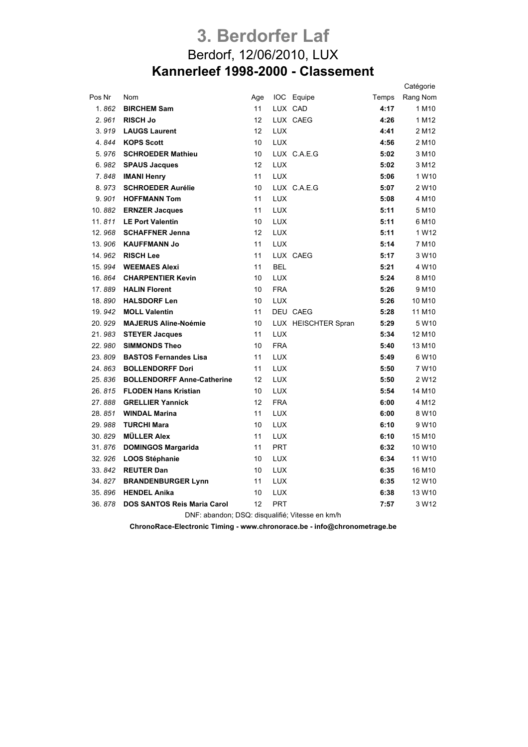# 3. Berdorfer Laf

## Berdorf, 12/06/2010, LUX

## Kannerleef 1998-2000 - Classement

| Pos | Nr | Nom | Age | IOC | Equipe | Temps | Catégorie Rang | Catégorie Nom |
|---|---|---|---|---|---|---|---|---|
| 1. | *862* | **BIRCHEM Sam** | 11 | LUX | CAD | **4:17** | 1 | M10 |
| 2. | *961* | **RISCH Jo** | 12 | LUX | CAEG | **4:26** | 1 | M12 |
| 3. | *919* | **LAUGS Laurent** | 12 | LUX | | **4:41** | 2 | M12 |
| 4. | *844* | **KOPS Scott** | 10 | LUX | | **4:56** | 2 | M10 |
| 5. | *976* | **SCHROEDER Mathieu** | 10 | LUX | C.A.E.G | **5:02** | 3 | M10 |
| 6. | *982* | **SPAUS Jacques** | 12 | LUX | | **5:02** | 3 | M12 |
| 7. | *848* | **IMANI Henry** | 11 | LUX | | **5:06** | 1 | W10 |
| 8. | *973* | **SCHROEDER Aurélie** | 10 | LUX | C.A.E.G | **5:07** | 2 | W10 |
| 9. | *901* | **HOFFMANN Tom** | 11 | LUX | | **5:08** | 4 | M10 |
| 10. | *882* | **ERNZER Jacques** | 11 | LUX | | **5:11** | 5 | M10 |
| 11. | *811* | **LE Port Valentin** | 10 | LUX | | **5:11** | 6 | M10 |
| 12. | *968* | **SCHAFFNER Jenna** | 12 | LUX | | **5:11** | 1 | W12 |
| 13. | *906* | **KAUFFMANN Jo** | 11 | LUX | | **5:14** | 7 | M10 |
| 14. | *962* | **RISCH Lee** | 11 | LUX | CAEG | **5:17** | 3 | W10 |
| 15. | *994* | **WEEMAES Alexi** | 11 | BEL | | **5:21** | 4 | W10 |
| 16. | *864* | **CHARPENTIER Kevin** | 10 | LUX | | **5:24** | 8 | M10 |
| 17. | *889* | **HALIN Florent** | 10 | FRA | | **5:26** | 9 | M10 |
| 18. | *890* | **HALSDORF Len** | 10 | LUX | | **5:26** | 10 | M10 |
| 19. | *942* | **MOLL Valentin** | 11 | DEU | CAEG | **5:28** | 11 | M10 |
| 20. | *929* | **MAJERUS Aline-Noémie** | 10 | LUX | HEISCHTER Spran | **5:29** | 5 | W10 |
| 21. | *983* | **STEYER Jacques** | 11 | LUX | | **5:34** | 12 | M10 |
| 22. | *980* | **SIMMONDS Theo** | 10 | FRA | | **5:40** | 13 | M10 |
| 23. | *809* | **BASTOS Fernandes Lisa** | 11 | LUX | | **5:49** | 6 | W10 |
| 24. | *863* | **BOLLENDORFF Dori** | 11 | LUX | | **5:50** | 7 | W10 |
| 25. | *836* | **BOLLENDORFF Anne-Catherine** | 12 | LUX | | **5:50** | 2 | W12 |
| 26. | *815* | **FLODEN Hans Kristian** | 10 | LUX | | **5:54** | 14 | M10 |
| 27. | *888* | **GRELLIER Yannick** | 12 | FRA | | **6:00** | 4 | M12 |
| 28. | *851* | **WINDAL Marina** | 11 | LUX | | **6:00** | 8 | W10 |
| 29. | *988* | **TURCHI Mara** | 10 | LUX | | **6:10** | 9 | W10 |
| 30. | *829* | **MÜLLER Alex** | 11 | LUX | | **6:10** | 15 | M10 |
| 31. | *876* | **DOMINGOS Margarida** | 11 | PRT | | **6:32** | 10 | W10 |
| 32. | *926* | **LOOS Stéphanie** | 10 | LUX | | **6:34** | 11 | W10 |
| 33. | *842* | **REUTER Dan** | 10 | LUX | | **6:35** | 16 | M10 |
| 34. | *827* | **BRANDENBURGER Lynn** | 11 | LUX | | **6:35** | 12 | W10 |
| 35. | *896* | **HENDEL Anika** | 10 | LUX | | **6:38** | 13 | W10 |
| 36. | *878* | **DOS SANTOS Reis Maria Carol** | 12 | PRT | | **7:57** | 3 | W12 |

DNF: abandon; DSQ: disqualifié; Vitesse en km/h

**ChronoRace-Electronic Timing - www.chronorace.be - info@chronometrage.be**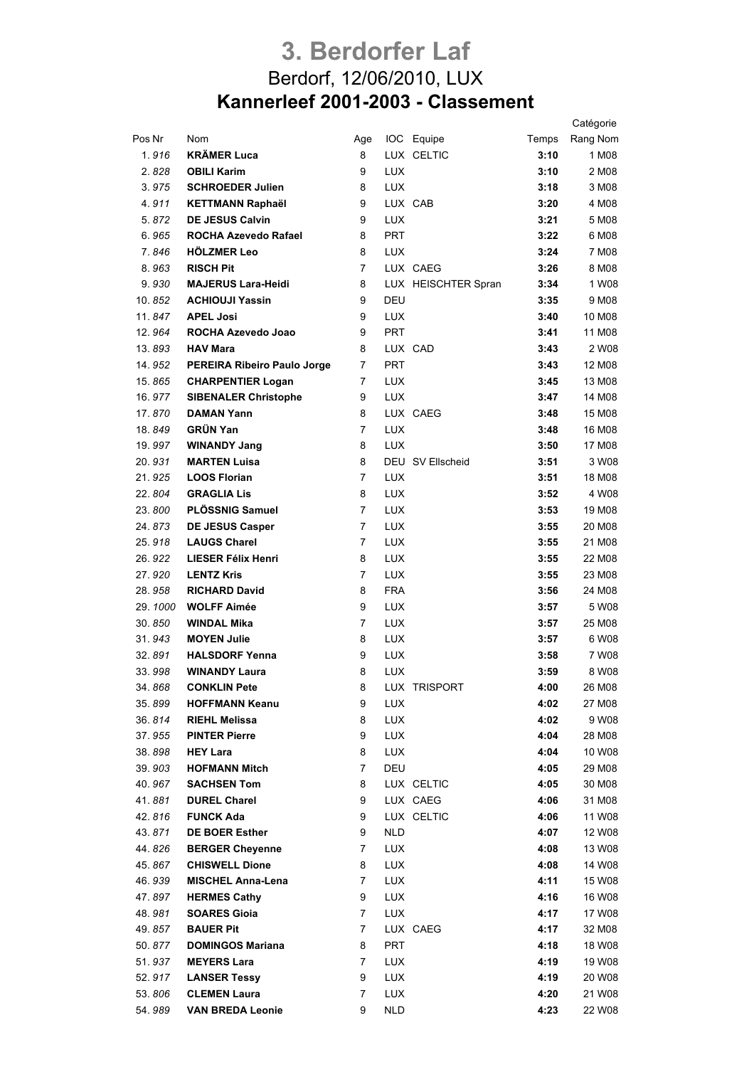# 3. Berdorfer Laf

## Berdorf, 12/06/2010, LUX

## Kannerleef 2001-2003 - Classement

| Pos | Nr | Nom | Age | IOC | Equipe | Temps | Catégorie Rang Nom |
|---|---|---|---|---|---|---|---|
| 1. | *916* | **KRÄMER Luca** | 8 | LUX | CELTIC | **3:10** | 1 M08 |
| 2. | *828* | **OBILI Karim** | 9 | LUX | | **3:10** | 2 M08 |
| 3. | *975* | **SCHROEDER Julien** | 8 | LUX | | **3:18** | 3 M08 |
| 4. | *911* | **KETTMANN Raphaël** | 9 | LUX | CAB | **3:20** | 4 M08 |
| 5. | *872* | **DE JESUS Calvin** | 9 | LUX | | **3:21** | 5 M08 |
| 6. | *965* | **ROCHA Azevedo Rafael** | 8 | PRT | | **3:22** | 6 M08 |
| 7. | *846* | **HÖLZMER Leo** | 8 | LUX | | **3:24** | 7 M08 |
| 8. | *963* | **RISCH Pit** | 7 | LUX | CAEG | **3:26** | 8 M08 |
| 9. | *930* | **MAJERUS Lara-Heidi** | 8 | LUX | HEISCHTER Spran | **3:34** | 1 W08 |
| 10. | *852* | **ACHIOUJI Yassin** | 9 | DEU | | **3:35** | 9 M08 |
| 11. | *847* | **APEL Josi** | 9 | LUX | | **3:40** | 10 M08 |
| 12. | *964* | **ROCHA Azevedo Joao** | 9 | PRT | | **3:41** | 11 M08 |
| 13. | *893* | **HAV Mara** | 8 | LUX | CAD | **3:43** | 2 W08 |
| 14. | *952* | **PEREIRA Ribeiro Paulo Jorge** | 7 | PRT | | **3:43** | 12 M08 |
| 15. | *865* | **CHARPENTIER Logan** | 7 | LUX | | **3:45** | 13 M08 |
| 16. | *977* | **SIBENALER Christophe** | 9 | LUX | | **3:47** | 14 M08 |
| 17. | *870* | **DAMAN Yann** | 8 | LUX | CAEG | **3:48** | 15 M08 |
| 18. | *849* | **GRÜN Yan** | 7 | LUX | | **3:48** | 16 M08 |
| 19. | *997* | **WINANDY Jang** | 8 | LUX | | **3:50** | 17 M08 |
| 20. | *931* | **MARTEN Luisa** | 8 | DEU | SV Ellscheid | **3:51** | 3 W08 |
| 21. | *925* | **LOOS Florian** | 7 | LUX | | **3:51** | 18 M08 |
| 22. | *804* | **GRAGLIA Lis** | 8 | LUX | | **3:52** | 4 W08 |
| 23. | *800* | **PLÖSSNIG Samuel** | 7 | LUX | | **3:53** | 19 M08 |
| 24. | *873* | **DE JESUS Casper** | 7 | LUX | | **3:55** | 20 M08 |
| 25. | *918* | **LAUGS Charel** | 7 | LUX | | **3:55** | 21 M08 |
| 26. | *922* | **LIESER Félix Henri** | 8 | LUX | | **3:55** | 22 M08 |
| 27. | *920* | **LENTZ Kris** | 7 | LUX | | **3:55** | 23 M08 |
| 28. | *958* | **RICHARD David** | 8 | FRA | | **3:56** | 24 M08 |
| 29. | *1000* | **WOLFF Aimée** | 9 | LUX | | **3:57** | 5 W08 |
| 30. | *850* | **WINDAL Mika** | 7 | LUX | | **3:57** | 25 M08 |
| 31. | *943* | **MOYEN Julie** | 8 | LUX | | **3:57** | 6 W08 |
| 32. | *891* | **HALSDORF Yenna** | 9 | LUX | | **3:58** | 7 W08 |
| 33. | *998* | **WINANDY Laura** | 8 | LUX | | **3:59** | 8 W08 |
| 34. | *868* | **CONKLIN Pete** | 8 | LUX | TRISPORT | **4:00** | 26 M08 |
| 35. | *899* | **HOFFMANN Keanu** | 9 | LUX | | **4:02** | 27 M08 |
| 36. | *814* | **RIEHL Melissa** | 8 | LUX | | **4:02** | 9 W08 |
| 37. | *955* | **PINTER Pierre** | 9 | LUX | | **4:04** | 28 M08 |
| 38. | *898* | **HEY Lara** | 8 | LUX | | **4:04** | 10 W08 |
| 39. | *903* | **HOFMANN Mitch** | 7 | DEU | | **4:05** | 29 M08 |
| 40. | *967* | **SACHSEN Tom** | 8 | LUX | CELTIC | **4:05** | 30 M08 |
| 41. | *881* | **DUREL Charel** | 9 | LUX | CAEG | **4:06** | 31 M08 |
| 42. | *816* | **FUNCK Ada** | 9 | LUX | CELTIC | **4:06** | 11 W08 |
| 43. | *871* | **DE BOER Esther** | 9 | NLD | | **4:07** | 12 W08 |
| 44. | *826* | **BERGER Cheyenne** | 7 | LUX | | **4:08** | 13 W08 |
| 45. | *867* | **CHISWELL Dione** | 8 | LUX | | **4:08** | 14 W08 |
| 46. | *939* | **MISCHEL Anna-Lena** | 7 | LUX | | **4:11** | 15 W08 |
| 47. | *897* | **HERMES Cathy** | 9 | LUX | | **4:16** | 16 W08 |
| 48. | *981* | **SOARES Gioia** | 7 | LUX | | **4:17** | 17 W08 |
| 49. | *857* | **BAUER Pit** | 7 | LUX | CAEG | **4:17** | 32 M08 |
| 50. | *877* | **DOMINGOS Mariana** | 8 | PRT | | **4:18** | 18 W08 |
| 51. | *937* | **MEYERS Lara** | 7 | LUX | | **4:19** | 19 W08 |
| 52. | *917* | **LANSER Tessy** | 9 | LUX | | **4:19** | 20 W08 |
| 53. | *806* | **CLEMEN Laura** | 7 | LUX | | **4:20** | 21 W08 |
| 54. | *989* | **VAN BREDA Leonie** | 9 | NLD | | **4:23** | 22 W08 |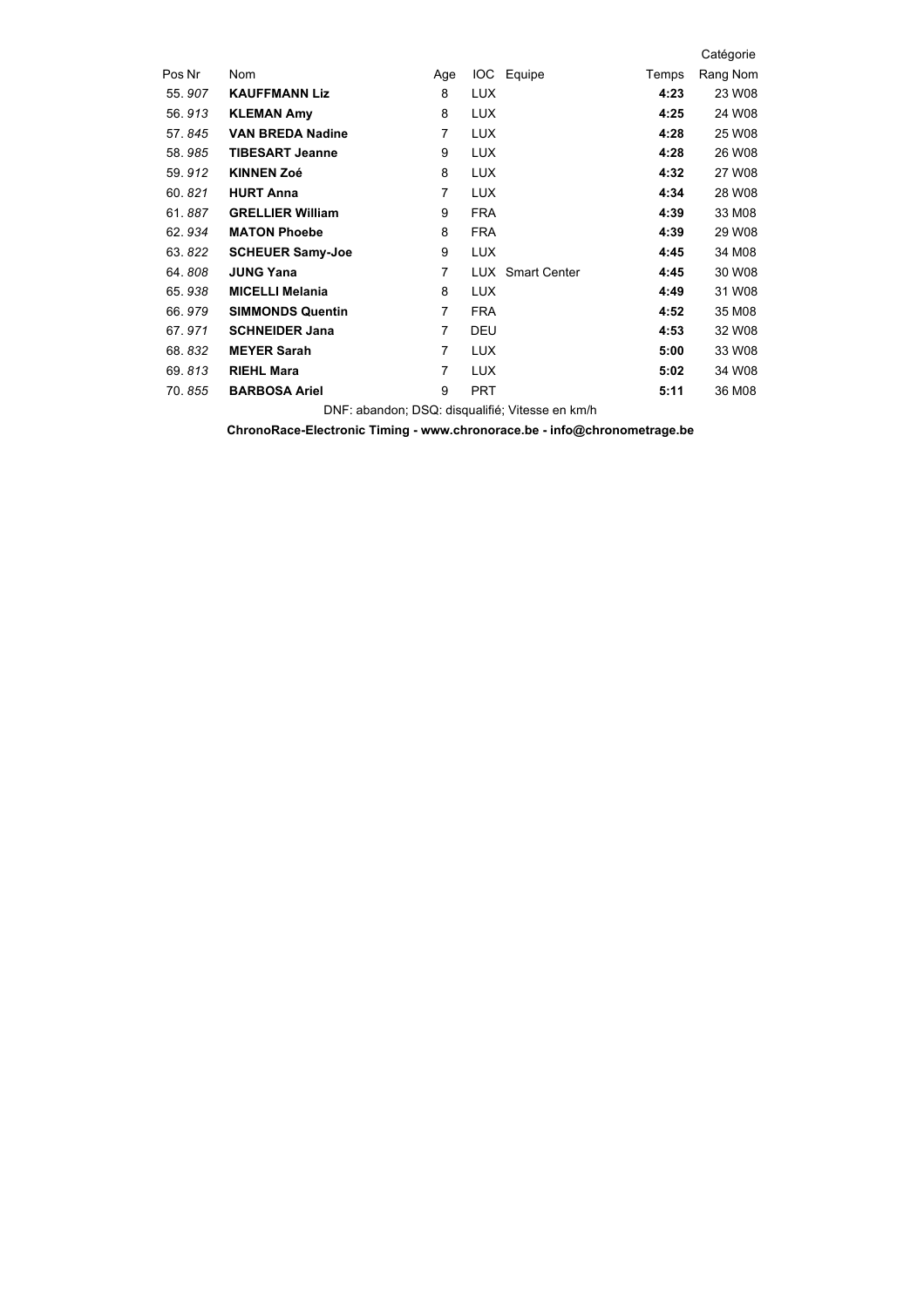| Pos | Nr | Nom | Age | IOC | Equipe | Temps | Catégorie Rang | Nom |
|---|---|---|---|---|---|---|---|---|
| 55. | *907* | **KAUFFMANN Liz** | 8 | LUX | | **4:23** | 23 | W08 |
| 56. | *913* | **KLEMAN Amy** | 8 | LUX | | **4:25** | 24 | W08 |
| 57. | *845* | **VAN BREDA Nadine** | 7 | LUX | | **4:28** | 25 | W08 |
| 58. | *985* | **TIBESART Jeanne** | 9 | LUX | | **4:28** | 26 | W08 |
| 59. | *912* | **KINNEN Zoé** | 8 | LUX | | **4:32** | 27 | W08 |
| 60. | *821* | **HURT Anna** | 7 | LUX | | **4:34** | 28 | W08 |
| 61. | *887* | **GRELLIER William** | 9 | FRA | | **4:39** | 33 | M08 |
| 62. | *934* | **MATON Phoebe** | 8 | FRA | | **4:39** | 29 | W08 |
| 63. | *822* | **SCHEUER Samy-Joe** | 9 | LUX | | **4:45** | 34 | M08 |
| 64. | *808* | **JUNG Yana** | 7 | LUX | Smart Center | **4:45** | 30 | W08 |
| 65. | *938* | **MICELLI Melania** | 8 | LUX | | **4:49** | 31 | W08 |
| 66. | *979* | **SIMMONDS Quentin** | 7 | FRA | | **4:52** | 35 | M08 |
| 67. | *971* | **SCHNEIDER Jana** | 7 | DEU | | **4:53** | 32 | W08 |
| 68. | *832* | **MEYER Sarah** | 7 | LUX | | **5:00** | 33 | W08 |
| 69. | *813* | **RIEHL Mara** | 7 | LUX | | **5:02** | 34 | W08 |
| 70. | *855* | **BARBOSA Ariel** | 9 | PRT | | **5:11** | 36 | M08 |

DNF: abandon; DSQ: disqualifié; Vitesse en km/h

**ChronoRace-Electronic Timing - www.chronorace.be - info@chronometrage.be**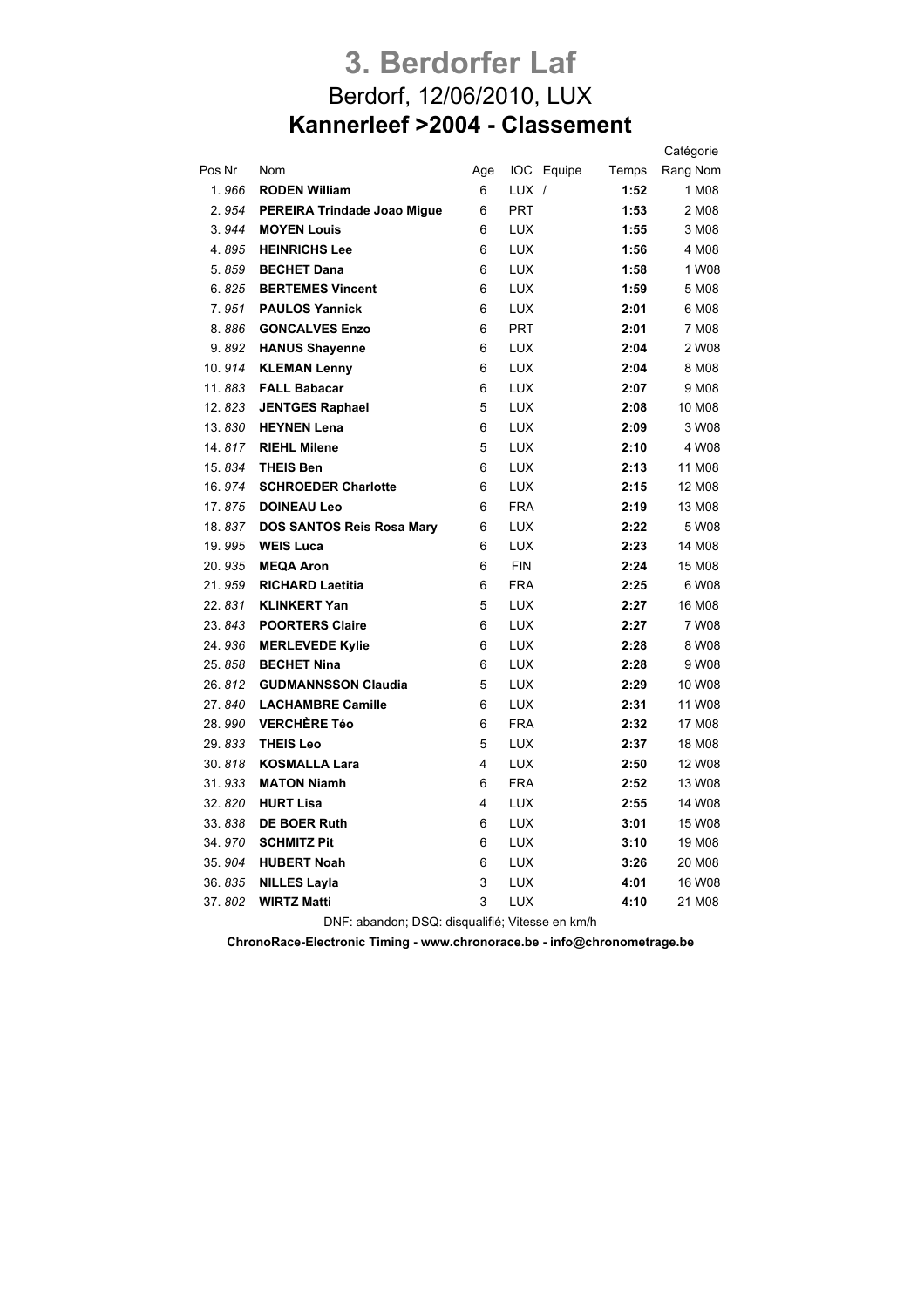# 3. Berdorfer Laf

## Berdorf, 12/06/2010, LUX

## Kannerleef >2004 - Classement

| Pos | Nr | Nom | Age | IOC | Equipe | Temps | Catégorie Rang | Nom |
|---|---|---|---|---|---|---|---|---|
| 1. | *966* | **RODEN William** | 6 | LUX | / | **1:52** | 1 | M08 |
| 2. | *954* | **PEREIRA Trindade Joao Migue** | 6 | PRT | | **1:53** | 2 | M08 |
| 3. | *944* | **MOYEN Louis** | 6 | LUX | | **1:55** | 3 | M08 |
| 4. | *895* | **HEINRICHS Lee** | 6 | LUX | | **1:56** | 4 | M08 |
| 5. | *859* | **BECHET Dana** | 6 | LUX | | **1:58** | 1 | W08 |
| 6. | *825* | **BERTEMES Vincent** | 6 | LUX | | **1:59** | 5 | M08 |
| 7. | *951* | **PAULOS Yannick** | 6 | LUX | | **2:01** | 6 | M08 |
| 8. | *886* | **GONCALVES Enzo** | 6 | PRT | | **2:01** | 7 | M08 |
| 9. | *892* | **HANUS Shayenne** | 6 | LUX | | **2:04** | 2 | W08 |
| 10. | *914* | **KLEMAN Lenny** | 6 | LUX | | **2:04** | 8 | M08 |
| 11. | *883* | **FALL Babacar** | 6 | LUX | | **2:07** | 9 | M08 |
| 12. | *823* | **JENTGES Raphael** | 5 | LUX | | **2:08** | 10 | M08 |
| 13. | *830* | **HEYNEN Lena** | 6 | LUX | | **2:09** | 3 | W08 |
| 14. | *817* | **RIEHL Milene** | 5 | LUX | | **2:10** | 4 | W08 |
| 15. | *834* | **THEIS Ben** | 6 | LUX | | **2:13** | 11 | M08 |
| 16. | *974* | **SCHROEDER Charlotte** | 6 | LUX | | **2:15** | 12 | M08 |
| 17. | *875* | **DOINEAU Leo** | 6 | FRA | | **2:19** | 13 | M08 |
| 18. | *837* | **DOS SANTOS Reis Rosa Mary** | 6 | LUX | | **2:22** | 5 | W08 |
| 19. | *995* | **WEIS Luca** | 6 | LUX | | **2:23** | 14 | M08 |
| 20. | *935* | **MEQA Aron** | 6 | FIN | | **2:24** | 15 | M08 |
| 21. | *959* | **RICHARD Laetitia** | 6 | FRA | | **2:25** | 6 | W08 |
| 22. | *831* | **KLINKERT Yan** | 5 | LUX | | **2:27** | 16 | M08 |
| 23. | *843* | **POORTERS Claire** | 6 | LUX | | **2:27** | 7 | W08 |
| 24. | *936* | **MERLEVEDE Kylie** | 6 | LUX | | **2:28** | 8 | W08 |
| 25. | *858* | **BECHET Nina** | 6 | LUX | | **2:28** | 9 | W08 |
| 26. | *812* | **GUDMANNSSON Claudia** | 5 | LUX | | **2:29** | 10 | W08 |
| 27. | *840* | **LACHAMBRE Camille** | 6 | LUX | | **2:31** | 11 | W08 |
| 28. | *990* | **VERCHÈRE Téo** | 6 | FRA | | **2:32** | 17 | M08 |
| 29. | *833* | **THEIS Leo** | 5 | LUX | | **2:37** | 18 | M08 |
| 30. | *818* | **KOSMALLA Lara** | 4 | LUX | | **2:50** | 12 | W08 |
| 31. | *933* | **MATON Niamh** | 6 | FRA | | **2:52** | 13 | W08 |
| 32. | *820* | **HURT Lisa** | 4 | LUX | | **2:55** | 14 | W08 |
| 33. | *838* | **DE BOER Ruth** | 6 | LUX | | **3:01** | 15 | W08 |
| 34. | *970* | **SCHMITZ Pit** | 6 | LUX | | **3:10** | 19 | M08 |
| 35. | *904* | **HUBERT Noah** | 6 | LUX | | **3:26** | 20 | M08 |
| 36. | *835* | **NILLES Layla** | 3 | LUX | | **4:01** | 16 | W08 |
| 37. | *802* | **WIRTZ Matti** | 3 | LUX | | **4:10** | 21 | M08 |

DNF: abandon; DSQ: disqualifié; Vitesse en km/h

**ChronoRace-Electronic Timing - www.chronorace.be - info@chronometrage.be**